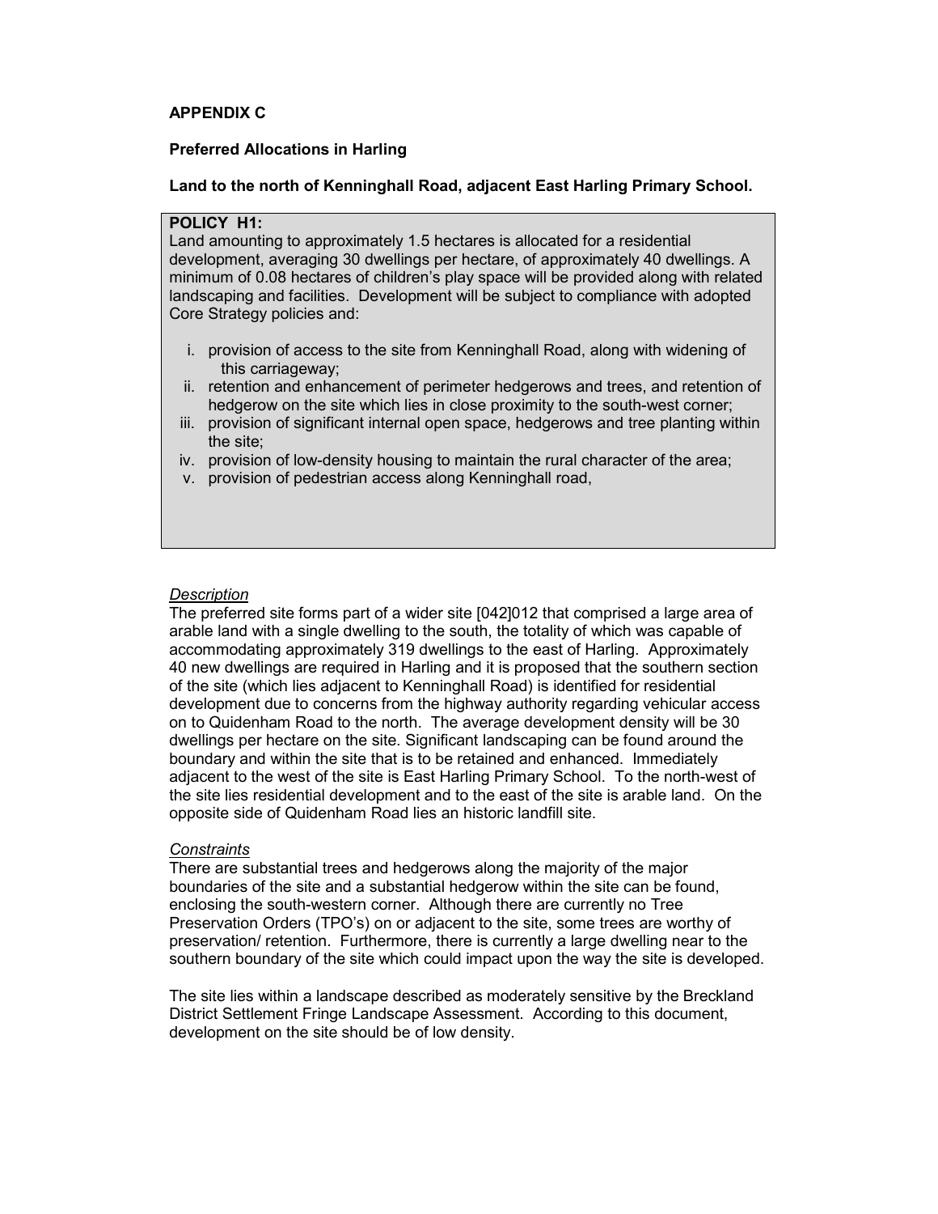**APPENDIX C**

**Preferred Allocations in Harling**

**Land to the north of Kenninghall Road, adjacent East Harling Primary School.**

**POLICY H1:**

Land amounting to approximately 1.5 hectares is allocated for a residential development, averaging 30 dwellings per hectare, of approximately 40 dwellings. A minimum of 0.08 hectares of children's play space will be provided along with related landscaping and facilities. Development will be subject to compliance with adopted Core Strategy policies and:

i. provision of access to the site from Kenninghall Road, along with widening of this carriageway;
ii. retention and enhancement of perimeter hedgerows and trees, and retention of hedgerow on the site which lies in close proximity to the south-west corner;
iii. provision of significant internal open space, hedgerows and tree planting within the site;
iv. provision of low-density housing to maintain the rural character of the area;
v. provision of pedestrian access along Kenninghall road,

*Description*

The preferred site forms part of a wider site [042]012 that comprised a large area of arable land with a single dwelling to the south, the totality of which was capable of accommodating approximately 319 dwellings to the east of Harling. Approximately 40 new dwellings are required in Harling and it is proposed that the southern section of the site (which lies adjacent to Kenninghall Road) is identified for residential development due to concerns from the highway authority regarding vehicular access on to Quidenham Road to the north. The average development density will be 30 dwellings per hectare on the site. Significant landscaping can be found around the boundary and within the site that is to be retained and enhanced. Immediately adjacent to the west of the site is East Harling Primary School. To the north-west of the site lies residential development and to the east of the site is arable land. On the opposite side of Quidenham Road lies an historic landfill site.

*Constraints*

There are substantial trees and hedgerows along the majority of the major boundaries of the site and a substantial hedgerow within the site can be found, enclosing the south-western corner. Although there are currently no Tree Preservation Orders (TPO's) on or adjacent to the site, some trees are worthy of preservation/ retention. Furthermore, there is currently a large dwelling near to the southern boundary of the site which could impact upon the way the site is developed.

The site lies within a landscape described as moderately sensitive by the Breckland District Settlement Fringe Landscape Assessment. According to this document, development on the site should be of low density.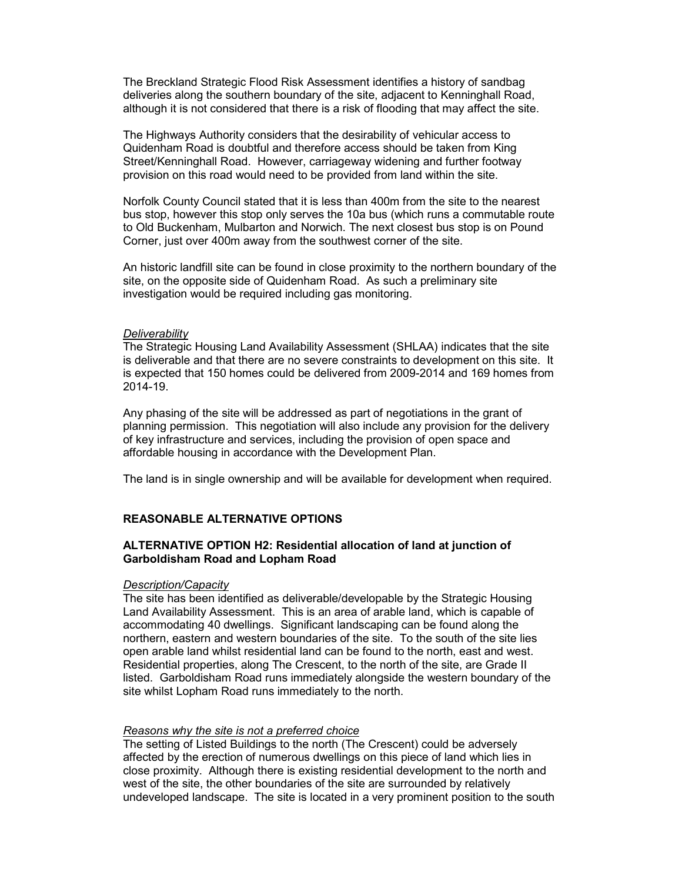The Breckland Strategic Flood Risk Assessment identifies a history of sandbag deliveries along the southern boundary of the site, adjacent to Kenninghall Road, although it is not considered that there is a risk of flooding that may affect the site.

The Highways Authority considers that the desirability of vehicular access to Quidenham Road is doubtful and therefore access should be taken from King Street/Kenninghall Road. However, carriageway widening and further footway provision on this road would need to be provided from land within the site.

Norfolk County Council stated that it is less than 400m from the site to the nearest bus stop, however this stop only serves the 10a bus (which runs a commutable route to Old Buckenham, Mulbarton and Norwich. The next closest bus stop is on Pound Corner, just over 400m away from the southwest corner of the site.

An historic landfill site can be found in close proximity to the northern boundary of the site, on the opposite side of Quidenham Road. As such a preliminary site investigation would be required including gas monitoring.

*Deliverability*

The Strategic Housing Land Availability Assessment (SHLAA) indicates that the site is deliverable and that there are no severe constraints to development on this site. It is expected that 150 homes could be delivered from 2009-2014 and 169 homes from 2014-19.

Any phasing of the site will be addressed as part of negotiations in the grant of planning permission. This negotiation will also include any provision for the delivery of key infrastructure and services, including the provision of open space and affordable housing in accordance with the Development Plan.

The land is in single ownership and will be available for development when required.

## REASONABLE ALTERNATIVE OPTIONS

### ALTERNATIVE OPTION H2: Residential allocation of land at junction of Garboldisham Road and Lopham Road

*Description/Capacity*

The site has been identified as deliverable/developable by the Strategic Housing Land Availability Assessment. This is an area of arable land, which is capable of accommodating 40 dwellings. Significant landscaping can be found along the northern, eastern and western boundaries of the site. To the south of the site lies open arable land whilst residential land can be found to the north, east and west. Residential properties, along The Crescent, to the north of the site, are Grade II listed. Garboldisham Road runs immediately alongside the western boundary of the site whilst Lopham Road runs immediately to the north.

*Reasons why the site is not a preferred choice*

The setting of Listed Buildings to the north (The Crescent) could be adversely affected by the erection of numerous dwellings on this piece of land which lies in close proximity. Although there is existing residential development to the north and west of the site, the other boundaries of the site are surrounded by relatively undeveloped landscape. The site is located in a very prominent position to the south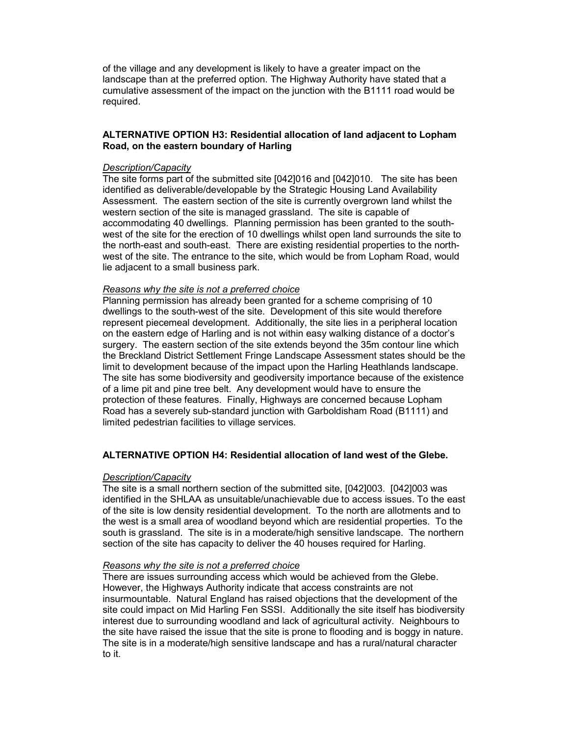of the village and any development is likely to have a greater impact on the landscape than at the preferred option. The Highway Authority have stated that a cumulative assessment of the impact on the junction with the B1111 road would be required.

**ALTERNATIVE OPTION H3: Residential allocation of land adjacent to Lopham Road, on the eastern boundary of Harling**

*Description/Capacity*

The site forms part of the submitted site [042]016 and [042]010. The site has been identified as deliverable/developable by the Strategic Housing Land Availability Assessment. The eastern section of the site is currently overgrown land whilst the western section of the site is managed grassland. The site is capable of accommodating 40 dwellings. Planning permission has been granted to the south-west of the site for the erection of 10 dwellings whilst open land surrounds the site to the north-east and south-east. There are existing residential properties to the north-west of the site. The entrance to the site, which would be from Lopham Road, would lie adjacent to a small business park.

*Reasons why the site is not a preferred choice*

Planning permission has already been granted for a scheme comprising of 10 dwellings to the south-west of the site. Development of this site would therefore represent piecemeal development. Additionally, the site lies in a peripheral location on the eastern edge of Harling and is not within easy walking distance of a doctor's surgery. The eastern section of the site extends beyond the 35m contour line which the Breckland District Settlement Fringe Landscape Assessment states should be the limit to development because of the impact upon the Harling Heathlands landscape. The site has some biodiversity and geodiversity importance because of the existence of a lime pit and pine tree belt. Any development would have to ensure the protection of these features. Finally, Highways are concerned because Lopham Road has a severely sub-standard junction with Garboldisham Road (B1111) and limited pedestrian facilities to village services.

**ALTERNATIVE OPTION H4: Residential allocation of land west of the Glebe.**

*Description/Capacity*

The site is a small northern section of the submitted site, [042]003. [042]003 was identified in the SHLAA as unsuitable/unachievable due to access issues. To the east of the site is low density residential development. To the north are allotments and to the west is a small area of woodland beyond which are residential properties. To the south is grassland. The site is in a moderate/high sensitive landscape. The northern section of the site has capacity to deliver the 40 houses required for Harling.

*Reasons why the site is not a preferred choice*

There are issues surrounding access which would be achieved from the Glebe. However, the Highways Authority indicate that access constraints are not insurmountable. Natural England has raised objections that the development of the site could impact on Mid Harling Fen SSSI. Additionally the site itself has biodiversity interest due to surrounding woodland and lack of agricultural activity. Neighbours to the site have raised the issue that the site is prone to flooding and is boggy in nature. The site is in a moderate/high sensitive landscape and has a rural/natural character to it.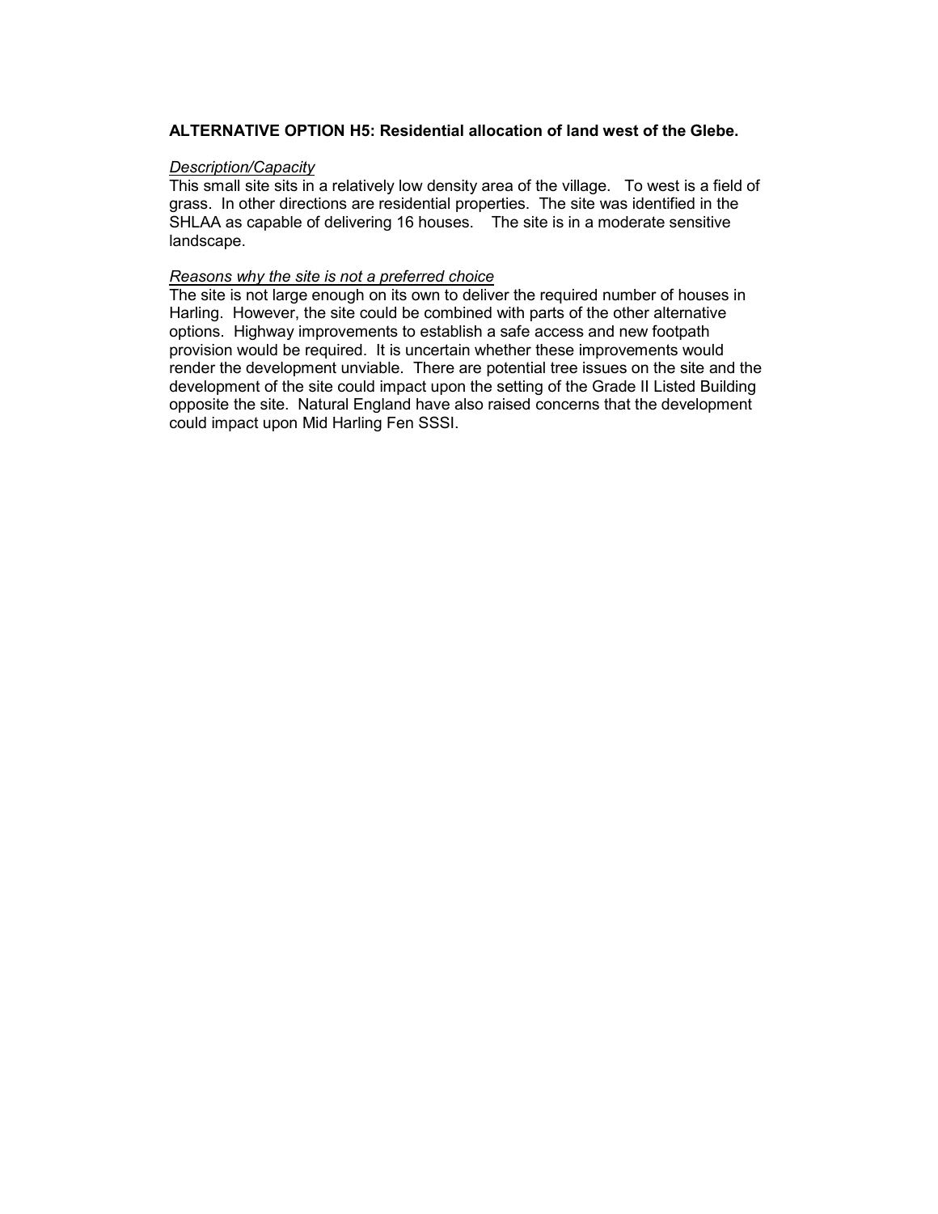**ALTERNATIVE OPTION H5: Residential allocation of land west of the Glebe.**

*Description/Capacity*

This small site sits in a relatively low density area of the village. To west is a field of grass. In other directions are residential properties. The site was identified in the SHLAA as capable of delivering 16 houses. The site is in a moderate sensitive landscape.

*Reasons why the site is not a preferred choice*

The site is not large enough on its own to deliver the required number of houses in Harling. However, the site could be combined with parts of the other alternative options. Highway improvements to establish a safe access and new footpath provision would be required. It is uncertain whether these improvements would render the development unviable. There are potential tree issues on the site and the development of the site could impact upon the setting of the Grade II Listed Building opposite the site. Natural England have also raised concerns that the development could impact upon Mid Harling Fen SSSI.